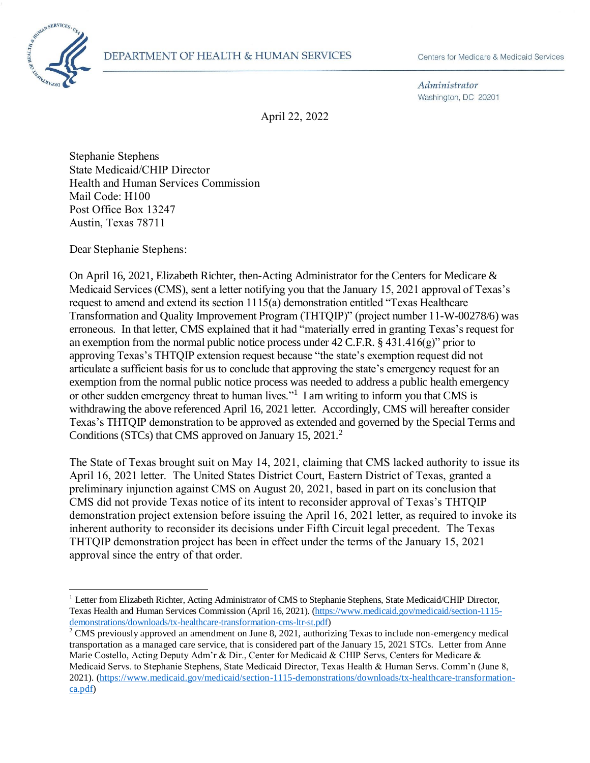DEPARTMENT OF HEALTH & HUMAN SERVICES

Centers for Medicare & Medicaid Services

*Administrator*
Washington, DC 20201

April 22, 2022

Stephanie Stephens
State Medicaid/CHIP Director
Health and Human Services Commission
Mail Code: H100
Post Office Box 13247
Austin, Texas 78711

Dear Stephanie Stephens:

On April 16, 2021, Elizabeth Richter, then-Acting Administrator for the Centers for Medicare & Medicaid Services (CMS), sent a letter notifying you that the January 15, 2021 approval of Texas's request to amend and extend its section 1115(a) demonstration entitled "Texas Healthcare Transformation and Quality Improvement Program (THTQIP)" (project number 11-W-00278/6) was erroneous. In that letter, CMS explained that it had "materially erred in granting Texas's request for an exemption from the normal public notice process under 42 C.F.R. § 431.416(g)" prior to approving Texas's THTQIP extension request because "the state's exemption request did not articulate a sufficient basis for us to conclude that approving the state's emergency request for an exemption from the normal public notice process was needed to address a public health emergency or other sudden emergency threat to human lives."[1] I am writing to inform you that CMS is withdrawing the above referenced April 16, 2021 letter. Accordingly, CMS will hereafter consider Texas's THTQIP demonstration to be approved as extended and governed by the Special Terms and Conditions (STCs) that CMS approved on January 15, 2021.[2]

The State of Texas brought suit on May 14, 2021, claiming that CMS lacked authority to issue its April 16, 2021 letter. The United States District Court, Eastern District of Texas, granted a preliminary injunction against CMS on August 20, 2021, based in part on its conclusion that CMS did not provide Texas notice of its intent to reconsider approval of Texas's THTQIP demonstration project extension before issuing the April 16, 2021 letter, as required to invoke its inherent authority to reconsider its decisions under Fifth Circuit legal precedent. The Texas THTQIP demonstration project has been in effect under the terms of the January 15, 2021 approval since the entry of that order.

---

[1] Letter from Elizabeth Richter, Acting Administrator of CMS to Stephanie Stephens, State Medicaid/CHIP Director, Texas Health and Human Services Commission (April 16, 2021). (https://www.medicaid.gov/medicaid/section-1115-demonstrations/downloads/tx-healthcare-transformation-cms-ltr-st.pdf)

[2] CMS previously approved an amendment on June 8, 2021, authorizing Texas to include non-emergency medical transportation as a managed care service, that is considered part of the January 15, 2021 STCs. Letter from Anne Marie Costello, Acting Deputy Adm'r & Dir., Center for Medicaid & CHIP Servs, Centers for Medicare & Medicaid Servs. to Stephanie Stephens, State Medicaid Director, Texas Health & Human Servs. Comm'n (June 8, 2021). (https://www.medicaid.gov/medicaid/section-1115-demonstrations/downloads/tx-healthcare-transformation-ca.pdf)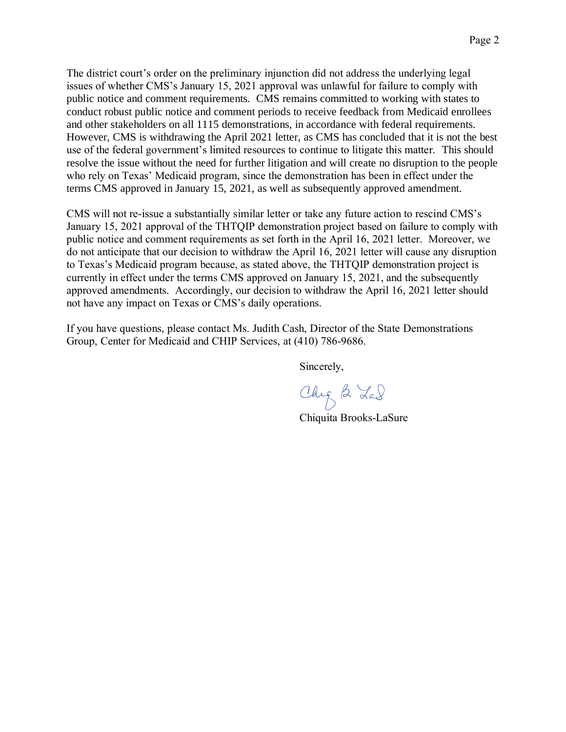The district court's order on the preliminary injunction did not address the underlying legal issues of whether CMS's January 15, 2021 approval was unlawful for failure to comply with public notice and comment requirements. CMS remains committed to working with states to conduct robust public notice and comment periods to receive feedback from Medicaid enrollees and other stakeholders on all 1115 demonstrations, in accordance with federal requirements. However, CMS is withdrawing the April 2021 letter, as CMS has concluded that it is not the best use of the federal government's limited resources to continue to litigate this matter. This should resolve the issue without the need for further litigation and will create no disruption to the people who rely on Texas' Medicaid program, since the demonstration has been in effect under the terms CMS approved in January 15, 2021, as well as subsequently approved amendment.

CMS will not re-issue a substantially similar letter or take any future action to rescind CMS's January 15, 2021 approval of the THTQIP demonstration project based on failure to comply with public notice and comment requirements as set forth in the April 16, 2021 letter. Moreover, we do not anticipate that our decision to withdraw the April 16, 2021 letter will cause any disruption to Texas's Medicaid program because, as stated above, the THTQIP demonstration project is currently in effect under the terms CMS approved on January 15, 2021, and the subsequently approved amendments. Accordingly, our decision to withdraw the April 16, 2021 letter should not have any impact on Texas or CMS's daily operations.

If you have questions, please contact Ms. Judith Cash, Director of the State Demonstrations Group, Center for Medicaid and CHIP Services, at (410) 786-9686.

Sincerely,

Chiquita Brooks-LaSure